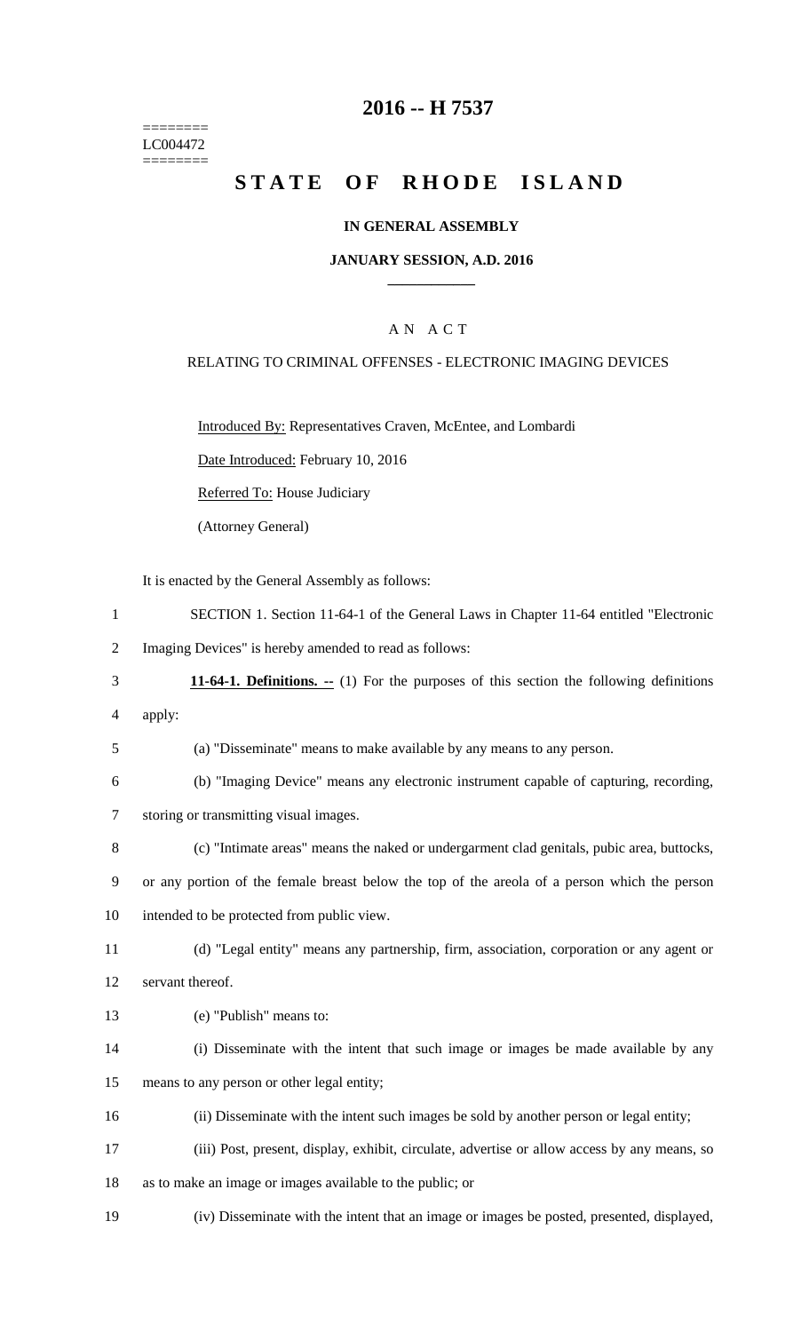========
LC004472
========

# 2016 -- H 7537

# STATE OF RHODE ISLAND

### IN GENERAL ASSEMBLY

### JANUARY SESSION, A.D. 2016

---

A N A C T

RELATING TO CRIMINAL OFFENSES - ELECTRONIC IMAGING DEVICES

Introduced By: Representatives Craven, McEntee, and Lombardi

Date Introduced: February 10, 2016

Referred To: House Judiciary

(Attorney General)

It is enacted by the General Assembly as follows:

SECTION 1. Section 11-64-1 of the General Laws in Chapter 11-64 entitled "Electronic Imaging Devices" is hereby amended to read as follows:

**11-64-1. Definitions. --** (1) For the purposes of this section the following definitions apply:

(a) "Disseminate" means to make available by any means to any person.

(b) "Imaging Device" means any electronic instrument capable of capturing, recording, storing or transmitting visual images.

(c) "Intimate areas" means the naked or undergarment clad genitals, pubic area, buttocks, or any portion of the female breast below the top of the areola of a person which the person intended to be protected from public view.

(d) "Legal entity" means any partnership, firm, association, corporation or any agent or servant thereof.

(e) "Publish" means to:

(i) Disseminate with the intent that such image or images be made available by any means to any person or other legal entity;

(ii) Disseminate with the intent such images be sold by another person or legal entity;

(iii) Post, present, display, exhibit, circulate, advertise or allow access by any means, so as to make an image or images available to the public; or

(iv) Disseminate with the intent that an image or images be posted, presented, displayed,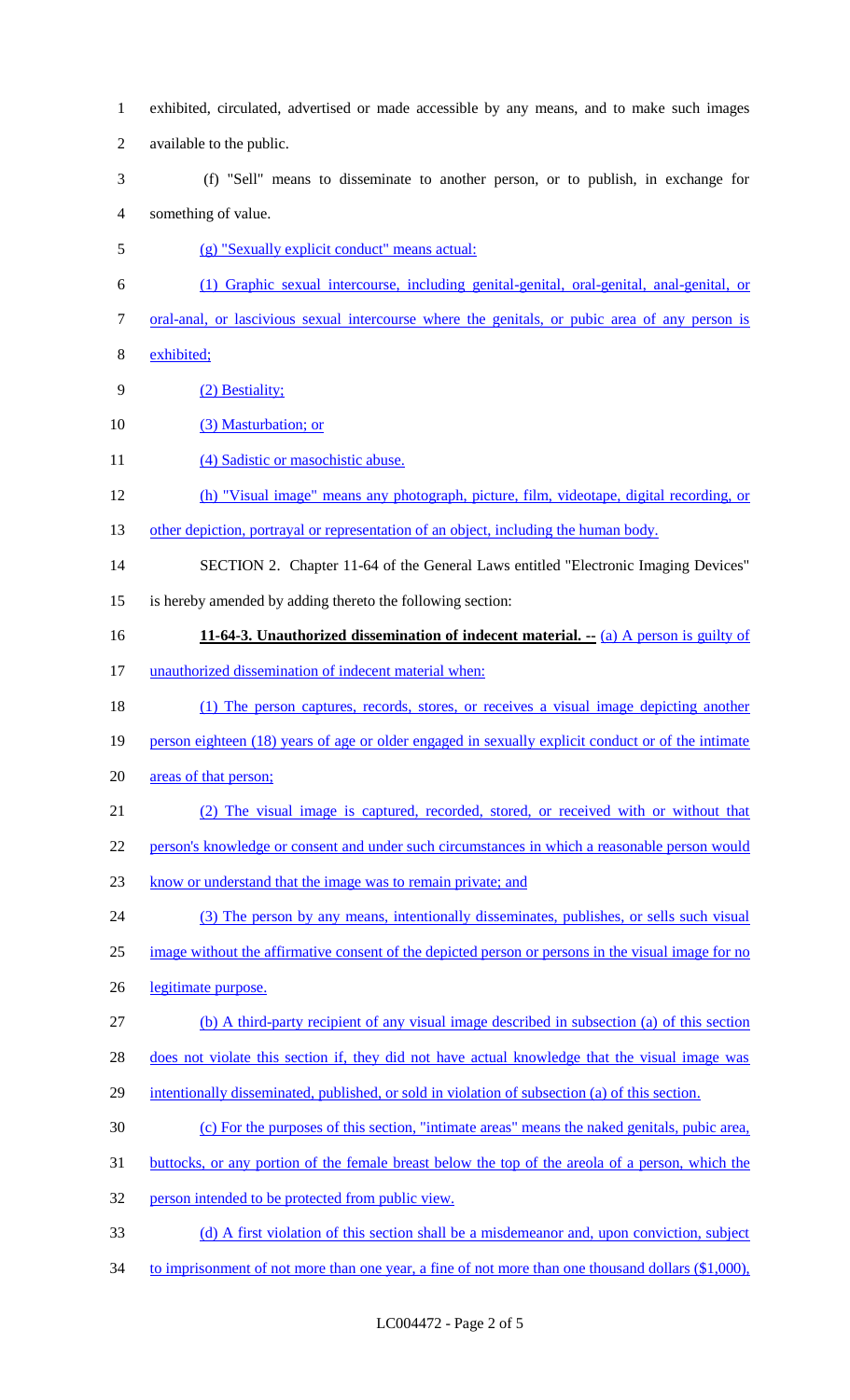exhibited, circulated, advertised or made accessible by any means, and to make such images available to the public.

(f) "Sell" means to disseminate to another person, or to publish, in exchange for something of value.

<u>(g) "Sexually explicit conduct" means actual:</u>

<u>(1) Graphic sexual intercourse, including genital-genital, oral-genital, anal-genital, or oral-anal, or lascivious sexual intercourse where the genitals, or pubic area of any person is exhibited;</u>

<u>(2) Bestiality;</u>

<u>(3) Masturbation; or</u>

<u>(4) Sadistic or masochistic abuse.</u>

<u>(h) "Visual image" means any photograph, picture, film, videotape, digital recording, or other depiction, portrayal or representation of an object, including the human body.</u>

SECTION 2. Chapter 11-64 of the General Laws entitled "Electronic Imaging Devices" is hereby amended by adding thereto the following section:

<u>**11-64-3. Unauthorized dissemination of indecent material. --**</u> <u>(a) A person is guilty of unauthorized dissemination of indecent material when:</u>

<u>(1) The person captures, records, stores, or receives a visual image depicting another person eighteen (18) years of age or older engaged in sexually explicit conduct or of the intimate areas of that person;</u>

<u>(2) The visual image is captured, recorded, stored, or received with or without that person's knowledge or consent and under such circumstances in which a reasonable person would know or understand that the image was to remain private; and</u>

<u>(3) The person by any means, intentionally disseminates, publishes, or sells such visual image without the affirmative consent of the depicted person or persons in the visual image for no legitimate purpose.</u>

<u>(b) A third-party recipient of any visual image described in subsection (a) of this section does not violate this section if, they did not have actual knowledge that the visual image was intentionally disseminated, published, or sold in violation of subsection (a) of this section.</u>

<u>(c) For the purposes of this section, "intimate areas" means the naked genitals, pubic area, buttocks, or any portion of the female breast below the top of the areola of a person, which the person intended to be protected from public view.</u>

<u>(d) A first violation of this section shall be a misdemeanor and, upon conviction, subject to imprisonment of not more than one year, a fine of not more than one thousand dollars ($1,000),</u>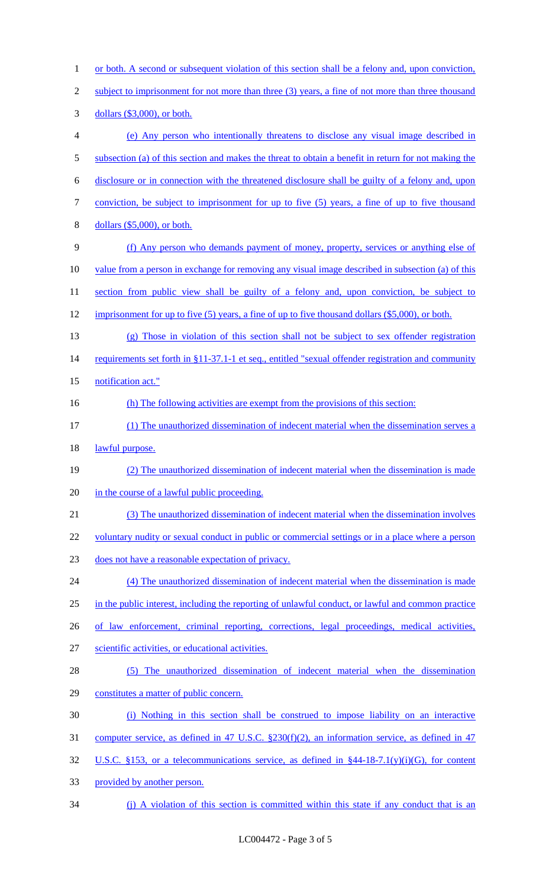or both. A second or subsequent violation of this section shall be a felony and, upon conviction, subject to imprisonment for not more than three (3) years, a fine of not more than three thousand dollars ($3,000), or both.

(e) Any person who intentionally threatens to disclose any visual image described in subsection (a) of this section and makes the threat to obtain a benefit in return for not making the disclosure or in connection with the threatened disclosure shall be guilty of a felony and, upon conviction, be subject to imprisonment for up to five (5) years, a fine of up to five thousand dollars ($5,000), or both.

(f) Any person who demands payment of money, property, services or anything else of value from a person in exchange for removing any visual image described in subsection (a) of this section from public view shall be guilty of a felony and, upon conviction, be subject to imprisonment for up to five (5) years, a fine of up to five thousand dollars ($5,000), or both.

(g) Those in violation of this section shall not be subject to sex offender registration requirements set forth in §11-37.1-1 et seq., entitled "sexual offender registration and community notification act."

(h) The following activities are exempt from the provisions of this section:

(1) The unauthorized dissemination of indecent material when the dissemination serves a lawful purpose.

(2) The unauthorized dissemination of indecent material when the dissemination is made in the course of a lawful public proceeding.

(3) The unauthorized dissemination of indecent material when the dissemination involves voluntary nudity or sexual conduct in public or commercial settings or in a place where a person does not have a reasonable expectation of privacy.

(4) The unauthorized dissemination of indecent material when the dissemination is made in the public interest, including the reporting of unlawful conduct, or lawful and common practice of law enforcement, criminal reporting, corrections, legal proceedings, medical activities, scientific activities, or educational activities.

(5) The unauthorized dissemination of indecent material when the dissemination constitutes a matter of public concern.

(i) Nothing in this section shall be construed to impose liability on an interactive computer service, as defined in 47 U.S.C. §230(f)(2), an information service, as defined in 47 U.S.C. §153, or a telecommunications service, as defined in §44-18-7.1(y)(i)(G), for content provided by another person.

(j) A violation of this section is committed within this state if any conduct that is an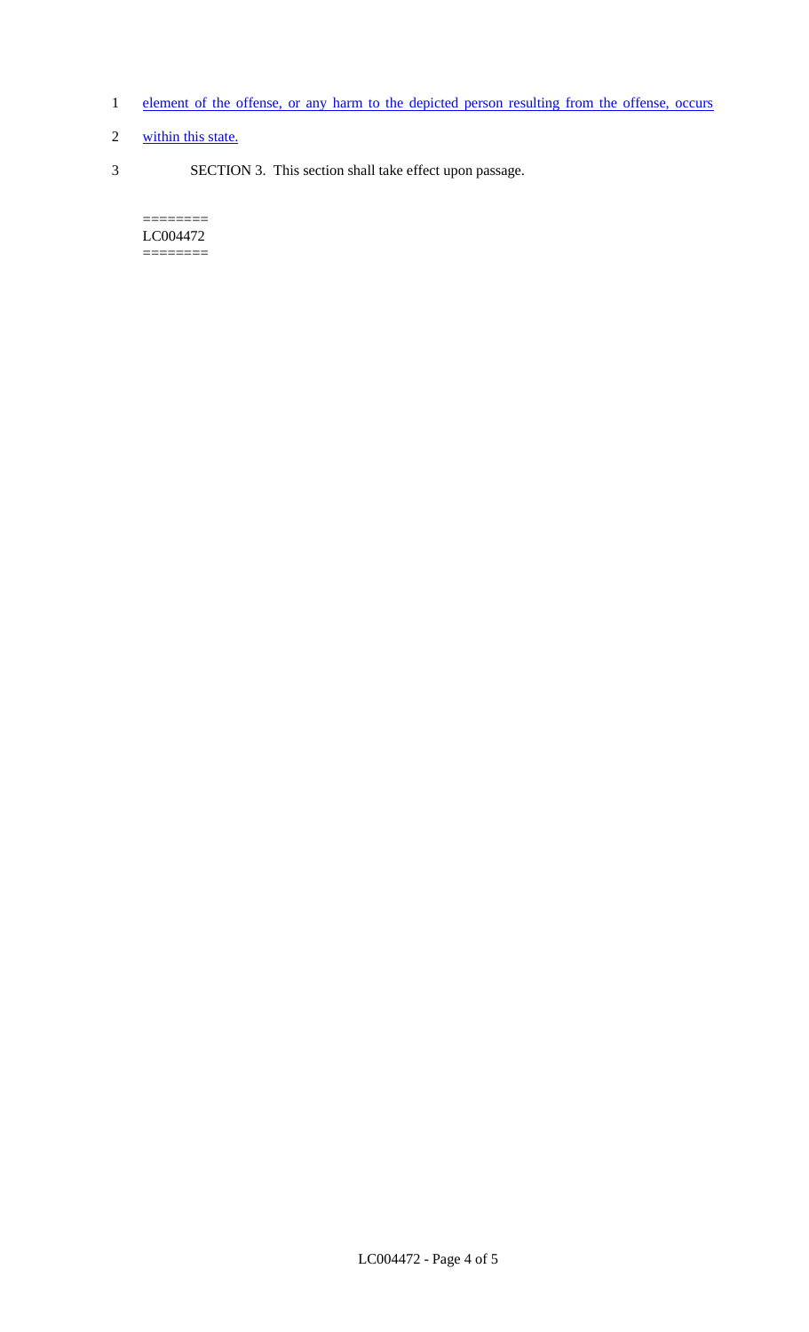element of the offense, or any harm to the depicted person resulting from the offense, occurs within this state.

SECTION 3. This section shall take effect upon passage.

========
LC004472
========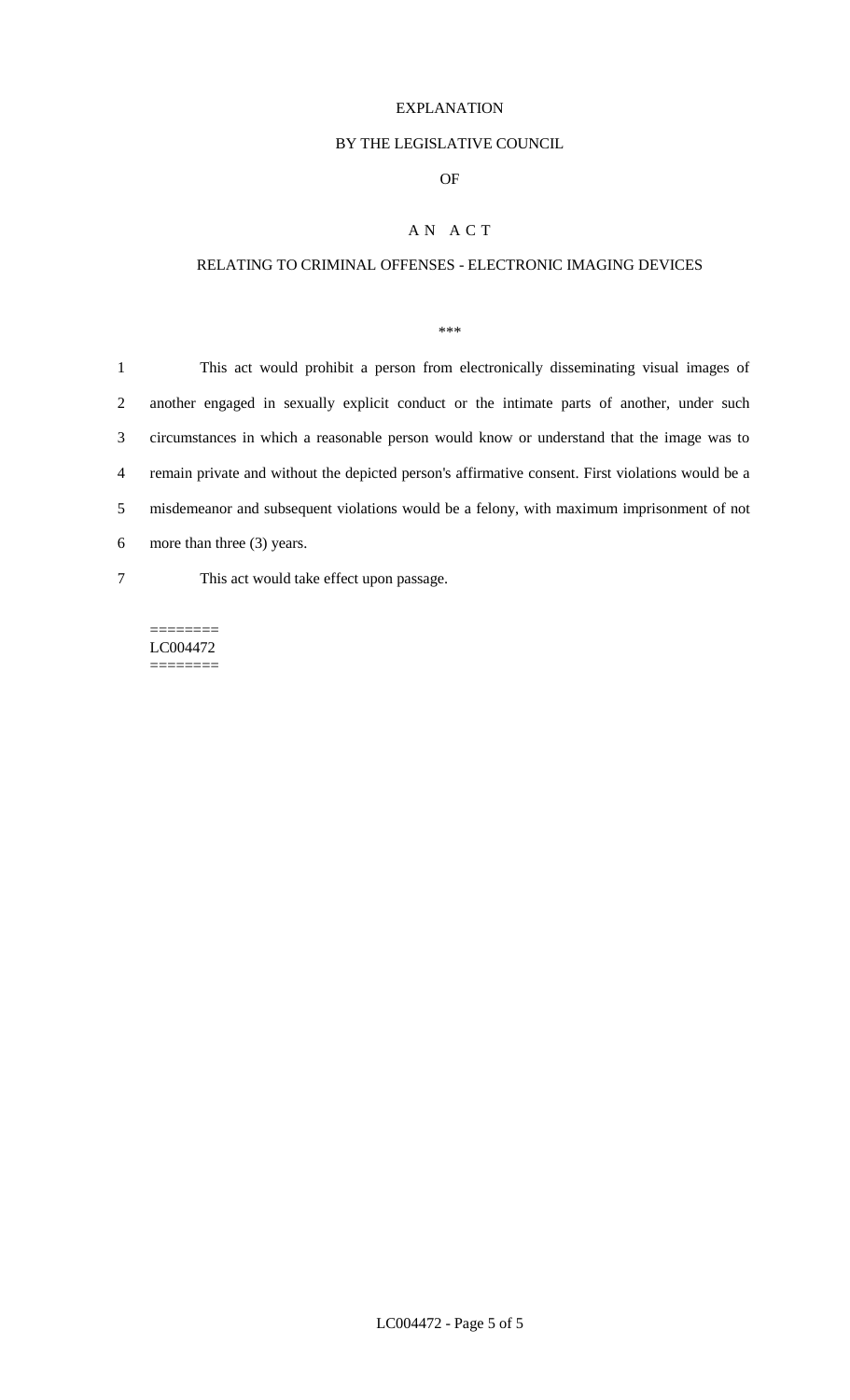EXPLANATION

BY THE LEGISLATIVE COUNCIL

OF

A N A C T

RELATING TO CRIMINAL OFFENSES - ELECTRONIC IMAGING DEVICES

\*\*\*

This act would prohibit a person from electronically disseminating visual images of another engaged in sexually explicit conduct or the intimate parts of another, under such circumstances in which a reasonable person would know or understand that the image was to remain private and without the depicted person's affirmative consent. First violations would be a misdemeanor and subsequent violations would be a felony, with maximum imprisonment of not more than three (3) years.

This act would take effect upon passage.

========
LC004472
========